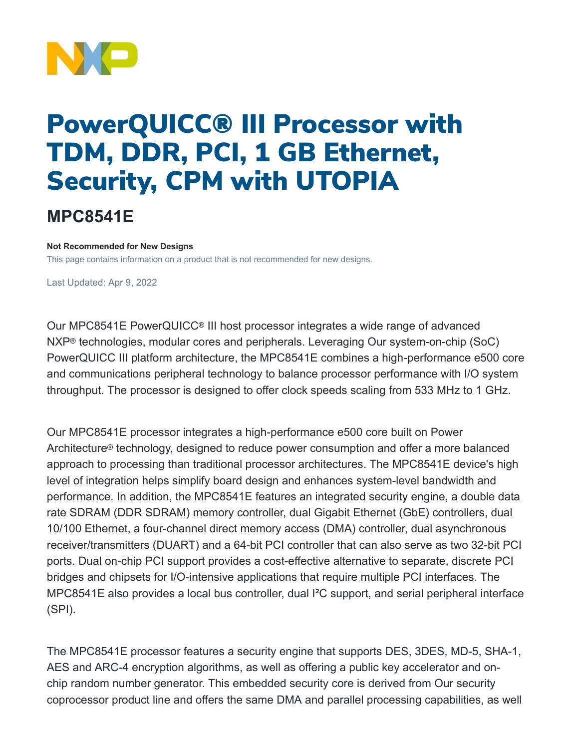# PowerQUICC® III Processor with TDM, DDR, PCI, 1 GB Ethernet, Security, CPM with UTOPIA

## MPC8541E

**Not Recommended for New Designs**

This page contains information on a product that is not recommended for new designs.

Last Updated: Apr 9, 2022

Our MPC8541E PowerQUICC® III host processor integrates a wide range of advanced NXP® technologies, modular cores and peripherals. Leveraging Our system-on-chip (SoC) PowerQUICC III platform architecture, the MPC8541E combines a high-performance e500 core and communications peripheral technology to balance processor performance with I/O system throughput. The processor is designed to offer clock speeds scaling from 533 MHz to 1 GHz.

Our MPC8541E processor integrates a high-performance e500 core built on Power Architecture® technology, designed to reduce power consumption and offer a more balanced approach to processing than traditional processor architectures. The MPC8541E device's high level of integration helps simplify board design and enhances system-level bandwidth and performance. In addition, the MPC8541E features an integrated security engine, a double data rate SDRAM (DDR SDRAM) memory controller, dual Gigabit Ethernet (GbE) controllers, dual 10/100 Ethernet, a four-channel direct memory access (DMA) controller, dual asynchronous receiver/transmitters (DUART) and a 64-bit PCI controller that can also serve as two 32-bit PCI ports. Dual on-chip PCI support provides a cost-effective alternative to separate, discrete PCI bridges and chipsets for I/O-intensive applications that require multiple PCI interfaces. The MPC8541E also provides a local bus controller, dual I²C support, and serial peripheral interface (SPI).

The MPC8541E processor features a security engine that supports DES, 3DES, MD-5, SHA-1, AES and ARC-4 encryption algorithms, as well as offering a public key accelerator and on-chip random number generator. This embedded security core is derived from Our security coprocessor product line and offers the same DMA and parallel processing capabilities, as well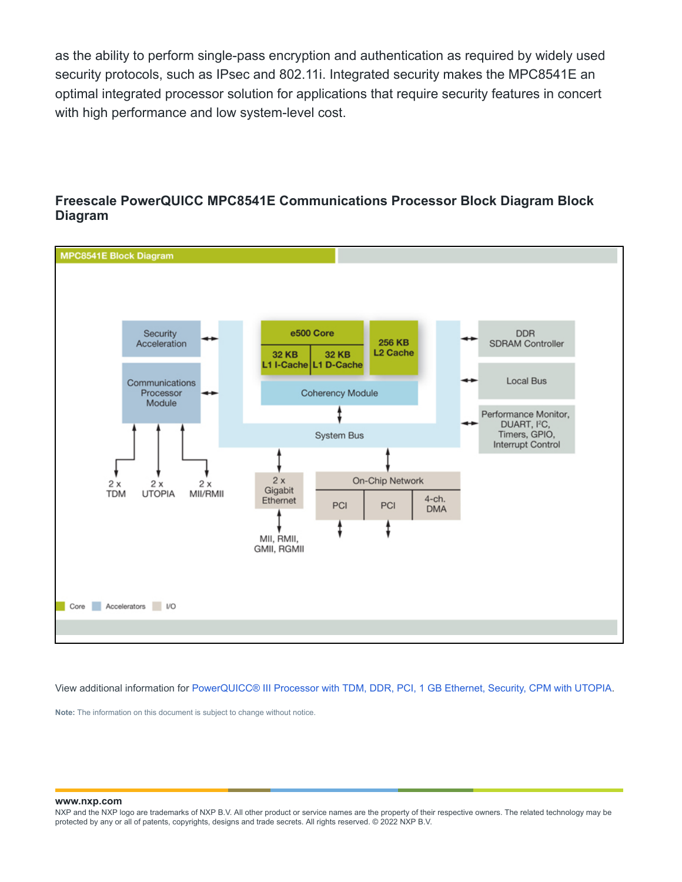as the ability to perform single-pass encryption and authentication as required by widely used security protocols, such as IPsec and 802.11i. Integrated security makes the MPC8541E an optimal integrated processor solution for applications that require security features in concert with high performance and low system-level cost.

## Freescale PowerQUICC MPC8541E Communications Processor Block Diagram Block Diagram

MPC8541E Block Diagram

Security Acceleration

Communications Processor Module

e500 Core

32 KB L1 I-Cache

32 KB L1 D-Cache

256 KB L2 Cache

Coherency Module

System Bus

DDR SDRAM Controller

Local Bus

Performance Monitor, DUART, I²C, Timers, GPIO, Interrupt Control

2 x TDM

2 x UTOPIA

2 x MII/RMII

2 x Gigabit Ethernet

MII, RMII, GMII, RGMII

On-Chip Network

PCI

PCI

4-ch. DMA

Core

Accelerators

I/O

View additional information for PowerQUICC® III Processor with TDM, DDR, PCI, 1 GB Ethernet, Security, CPM with UTOPIA.

**Note:** The information on this document is subject to change without notice.

**www.nxp.com**

NXP and the NXP logo are trademarks of NXP B.V. All other product or service names are the property of their respective owners. The related technology may be protected by any or all of patents, copyrights, designs and trade secrets. All rights reserved. © 2022 NXP B.V.